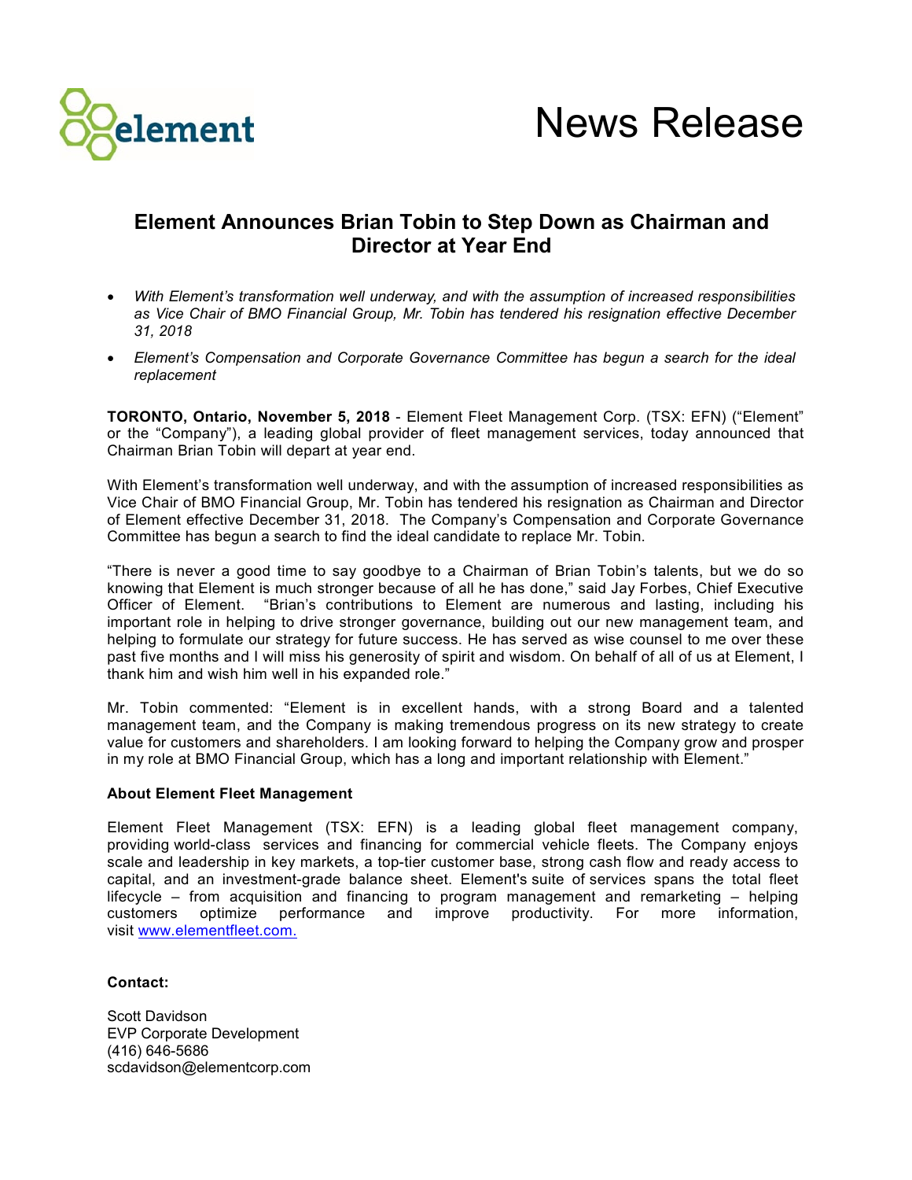# News Release

## Element Announces Brian Tobin to Step Down as Chairman and Director at Year End

- *With Element's transformation well underway, and with the assumption of increased responsibilities as Vice Chair of BMO Financial Group, Mr. Tobin has tendered his resignation effective December 31, 2018*
- *Element's Compensation and Corporate Governance Committee has begun a search for the ideal replacement*

**TORONTO, Ontario, November 5, 2018** - Element Fleet Management Corp. (TSX: EFN) ("Element" or the "Company"), a leading global provider of fleet management services, today announced that Chairman Brian Tobin will depart at year end.

With Element's transformation well underway, and with the assumption of increased responsibilities as Vice Chair of BMO Financial Group, Mr. Tobin has tendered his resignation as Chairman and Director of Element effective December 31, 2018. The Company's Compensation and Corporate Governance Committee has begun a search to find the ideal candidate to replace Mr. Tobin.

"There is never a good time to say goodbye to a Chairman of Brian Tobin's talents, but we do so knowing that Element is much stronger because of all he has done," said Jay Forbes, Chief Executive Officer of Element. "Brian's contributions to Element are numerous and lasting, including his important role in helping to drive stronger governance, building out our new management team, and helping to formulate our strategy for future success. He has served as wise counsel to me over these past five months and I will miss his generosity of spirit and wisdom. On behalf of all of us at Element, I thank him and wish him well in his expanded role."

Mr. Tobin commented: "Element is in excellent hands, with a strong Board and a talented management team, and the Company is making tremendous progress on its new strategy to create value for customers and shareholders. I am looking forward to helping the Company grow and prosper in my role at BMO Financial Group, which has a long and important relationship with Element."

**About Element Fleet Management**

Element Fleet Management (TSX: EFN) is a leading global fleet management company, providing world-class services and financing for commercial vehicle fleets. The Company enjoys scale and leadership in key markets, a top-tier customer base, strong cash flow and ready access to capital, and an investment-grade balance sheet. Element's suite of services spans the total fleet lifecycle – from acquisition and financing to program management and remarketing – helping customers optimize performance and improve productivity. For more information, visit www.elementfleet.com.

**Contact:**

Scott Davidson
EVP Corporate Development
(416) 646-5686
scdavidson@elementcorp.com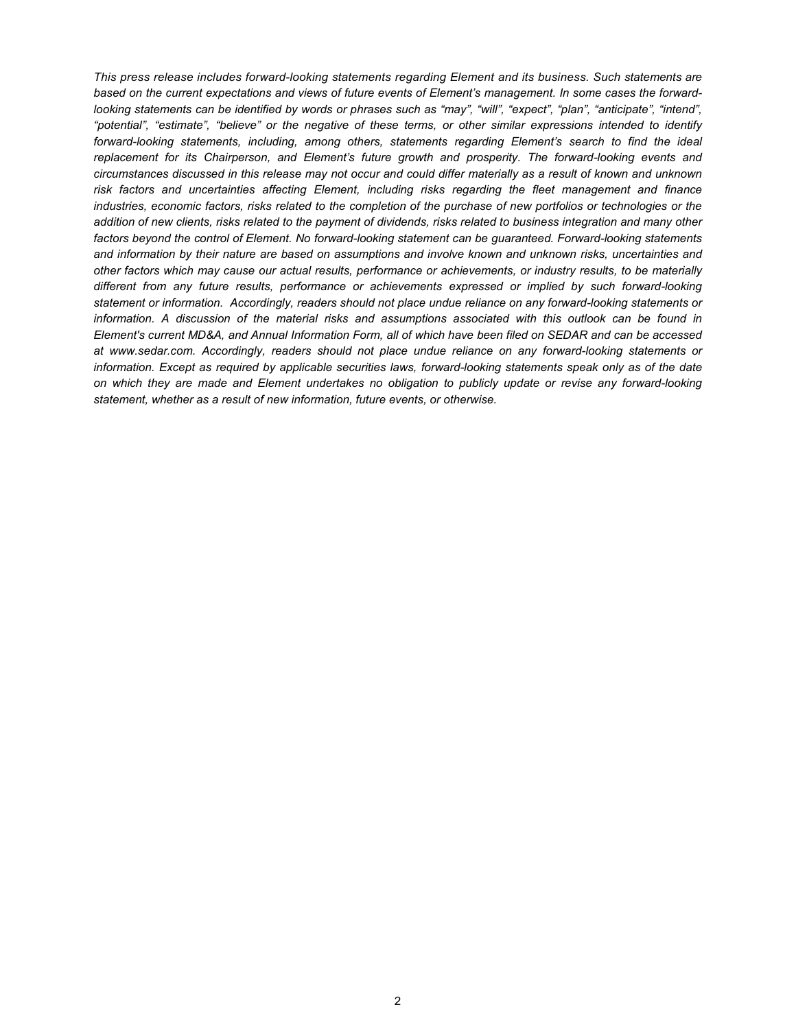*This press release includes forward-looking statements regarding Element and its business. Such statements are based on the current expectations and views of future events of Element's management. In some cases the forward-looking statements can be identified by words or phrases such as "may", "will", "expect", "plan", "anticipate", "intend", "potential", "estimate", "believe" or the negative of these terms, or other similar expressions intended to identify forward-looking statements, including, among others, statements regarding Element's search to find the ideal replacement for its Chairperson, and Element's future growth and prosperity. The forward-looking events and circumstances discussed in this release may not occur and could differ materially as a result of known and unknown risk factors and uncertainties affecting Element, including risks regarding the fleet management and finance industries, economic factors, risks related to the completion of the purchase of new portfolios or technologies or the addition of new clients, risks related to the payment of dividends, risks related to business integration and many other factors beyond the control of Element. No forward-looking statement can be guaranteed. Forward-looking statements and information by their nature are based on assumptions and involve known and unknown risks, uncertainties and other factors which may cause our actual results, performance or achievements, or industry results, to be materially different from any future results, performance or achievements expressed or implied by such forward-looking statement or information. Accordingly, readers should not place undue reliance on any forward-looking statements or information. A discussion of the material risks and assumptions associated with this outlook can be found in Element's current MD&A, and Annual Information Form, all of which have been filed on SEDAR and can be accessed at www.sedar.com. Accordingly, readers should not place undue reliance on any forward-looking statements or information. Except as required by applicable securities laws, forward-looking statements speak only as of the date on which they are made and Element undertakes no obligation to publicly update or revise any forward-looking statement, whether as a result of new information, future events, or otherwise.*